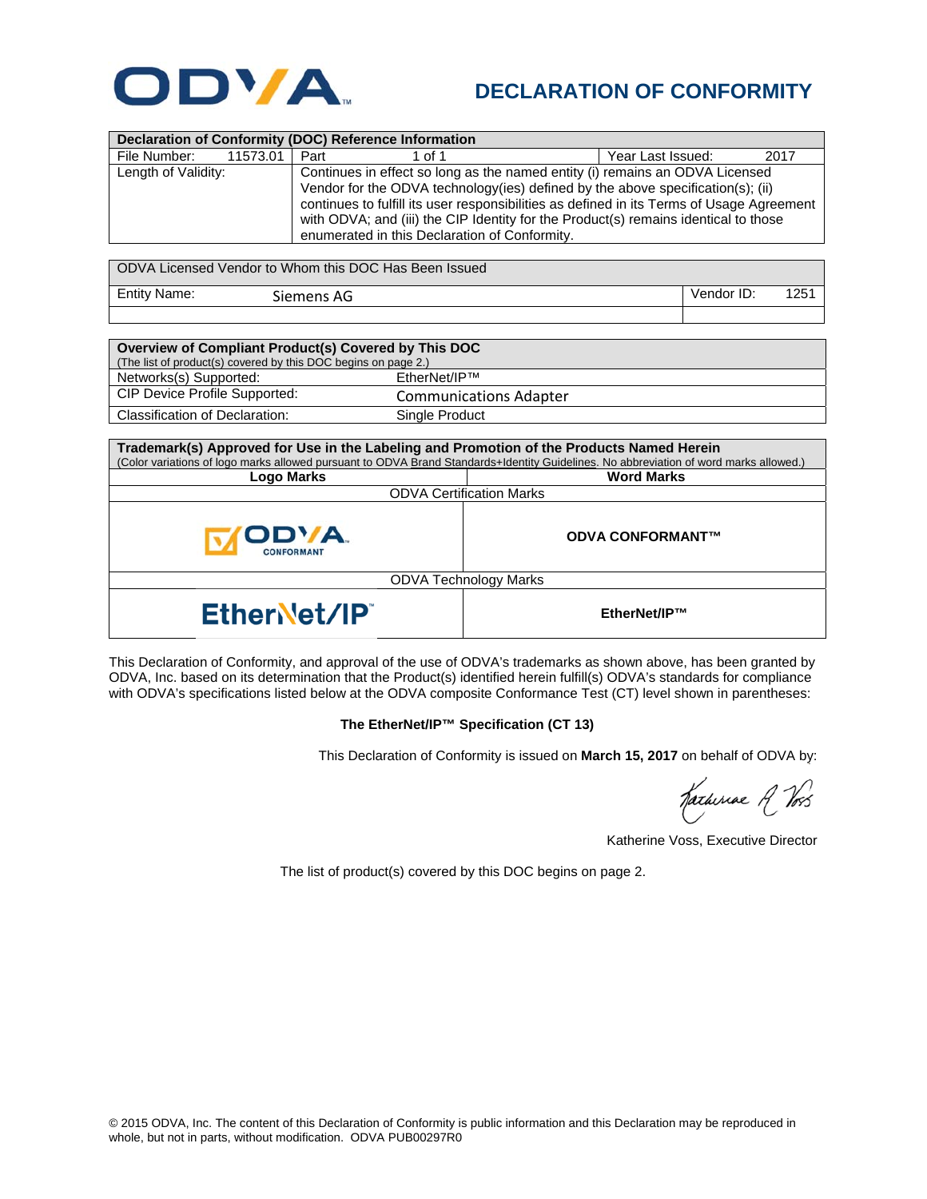# DECLARATION OF CONFORMITY

| Declaration of Conformity (DOC) Reference Information | | | |
|---|---|---|---|
| File Number: 11573.01 | Part 1 of 1 | | Year Last Issued: 2017 |
| Length of Validity: | Continues in effect so long as the named entity (i) remains an ODVA Licensed Vendor for the ODVA technology(ies) defined by the above specification(s); (ii) continues to fulfill its user responsibilities as defined in its Terms of Usage Agreement with ODVA; and (iii) the CIP Identity for the Product(s) remains identical to those enumerated in this Declaration of Conformity. | | |

| ODVA Licensed Vendor to Whom this DOC Has Been Issued | |
|---|---|
| Entity Name: Siemens AG | Vendor ID: 1251 |

| Overview of Compliant Product(s) Covered by This DOC (The list of product(s) covered by this DOC begins on page 2.) | |
|---|---|
| Networks(s) Supported: | EtherNet/IP™ |
| CIP Device Profile Supported: | Communications Adapter |
| Classification of Declaration: | Single Product |

| Trademark(s) Approved for Use in the Labeling and Promotion of the Products Named Herein (Color variations of logo marks allowed pursuant to ODVA Brand Standards+Identity Guidelines. No abbreviation of word marks allowed.) | |
|---|---|
| **Logo Marks** | **Word Marks** |
| ODVA Certification Marks | |
| ODVA CONFORMANT | **ODVA CONFORMANT™** |
| ODVA Technology Marks | |
| EtherNet/IP | **EtherNet/IP™** |

This Declaration of Conformity, and approval of the use of ODVA's trademarks as shown above, has been granted by ODVA, Inc. based on its determination that the Product(s) identified herein fulfill(s) ODVA's standards for compliance with ODVA's specifications listed below at the ODVA composite Conformance Test (CT) level shown in parentheses:

**The EtherNet/IP™ Specification (CT 13)**

This Declaration of Conformity is issued on **March 15, 2017** on behalf of ODVA by:

Katherine Voss, Executive Director

The list of product(s) covered by this DOC begins on page 2.

© 2015 ODVA, Inc. The content of this Declaration of Conformity is public information and this Declaration may be reproduced in whole, but not in parts, without modification. ODVA PUB00297R0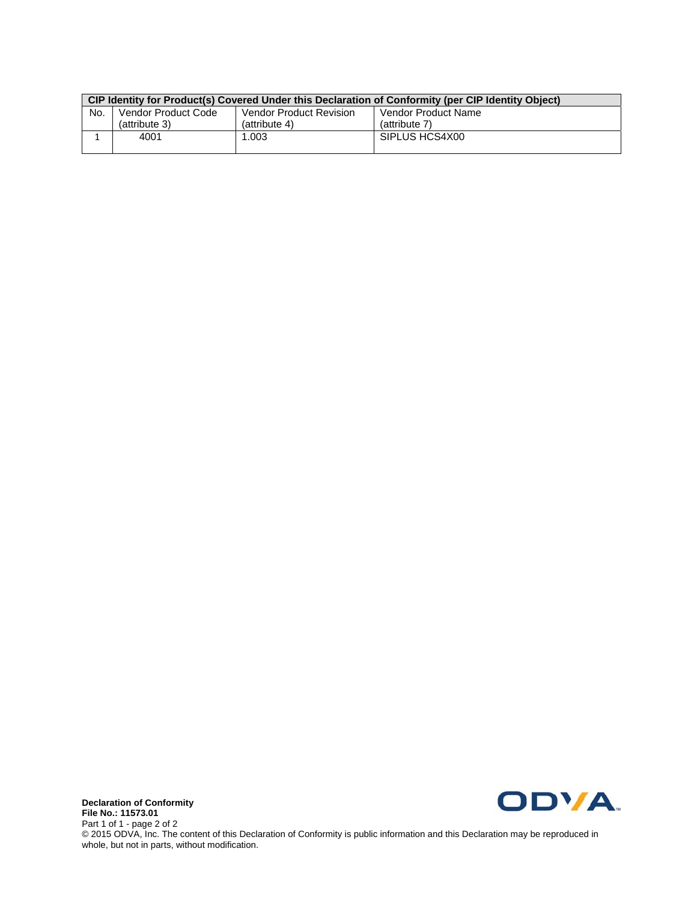| CIP Identity for Product(s) Covered Under this Declaration of Conformity (per CIP Identity Object) | | | |
|---|---|---|---|
| No. | Vendor Product Code (attribute 3) | Vendor Product Revision (attribute 4) | Vendor Product Name (attribute 7) |
| 1 | 4001 | 1.003 | SIPLUS HCS4X00 |

**Declaration of Conformity**
**File No.: 11573.01**
Part 1 of 1 - page 2 of 2
© 2015 ODVA, Inc. The content of this Declaration of Conformity is public information and this Declaration may be reproduced in whole, but not in parts, without modification.